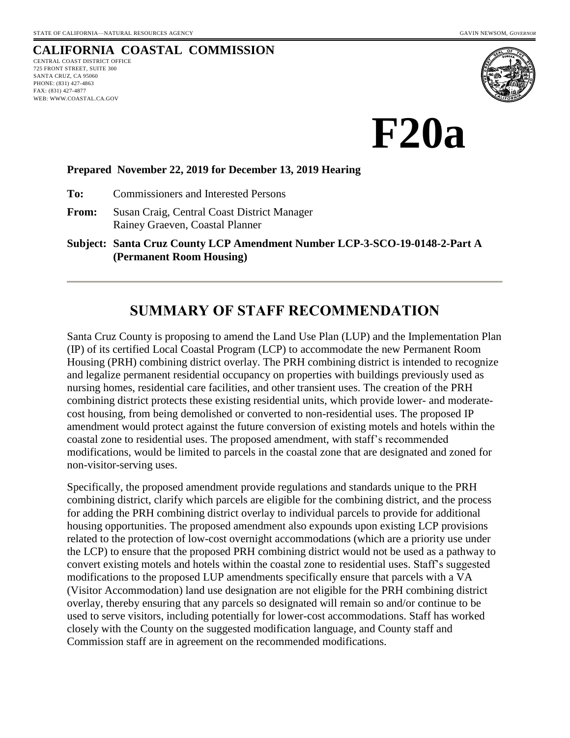STATE OF CALIFORNIA—NATURAL RESOURCES AGENCY GAVIN NEWSOM, *GOVERNOR*

**CALIFORNIA COASTAL COMMISSION**

CENTRAL COAST DISTRICT OFFICE
725 FRONT STREET, SUITE 300
SANTA CRUZ, CA 95060
PHONE: (831) 427-4863
FAX: (831) 427-4877
WEB: WWW.COASTAL.CA.GOV

# F20a

**Prepared November 22, 2019 for December 13, 2019 Hearing**

**To:** Commissioners and Interested Persons

**From:** Susan Craig, Central Coast District Manager
Rainey Graeven, Coastal Planner

**Subject: Santa Cruz County LCP Amendment Number LCP-3-SCO-19-0148-2-Part A (Permanent Room Housing)**

## SUMMARY OF STAFF RECOMMENDATION

Santa Cruz County is proposing to amend the Land Use Plan (LUP) and the Implementation Plan (IP) of its certified Local Coastal Program (LCP) to accommodate the new Permanent Room Housing (PRH) combining district overlay. The PRH combining district is intended to recognize and legalize permanent residential occupancy on properties with buildings previously used as nursing homes, residential care facilities, and other transient uses. The creation of the PRH combining district protects these existing residential units, which provide lower- and moderate-cost housing, from being demolished or converted to non-residential uses. The proposed IP amendment would protect against the future conversion of existing motels and hotels within the coastal zone to residential uses. The proposed amendment, with staff's recommended modifications, would be limited to parcels in the coastal zone that are designated and zoned for non-visitor-serving uses.

Specifically, the proposed amendment provide regulations and standards unique to the PRH combining district, clarify which parcels are eligible for the combining district, and the process for adding the PRH combining district overlay to individual parcels to provide for additional housing opportunities. The proposed amendment also expounds upon existing LCP provisions related to the protection of low-cost overnight accommodations (which are a priority use under the LCP) to ensure that the proposed PRH combining district would not be used as a pathway to convert existing motels and hotels within the coastal zone to residential uses. Staff's suggested modifications to the proposed LUP amendments specifically ensure that parcels with a VA (Visitor Accommodation) land use designation are not eligible for the PRH combining district overlay, thereby ensuring that any parcels so designated will remain so and/or continue to be used to serve visitors, including potentially for lower-cost accommodations. Staff has worked closely with the County on the suggested modification language, and County staff and Commission staff are in agreement on the recommended modifications.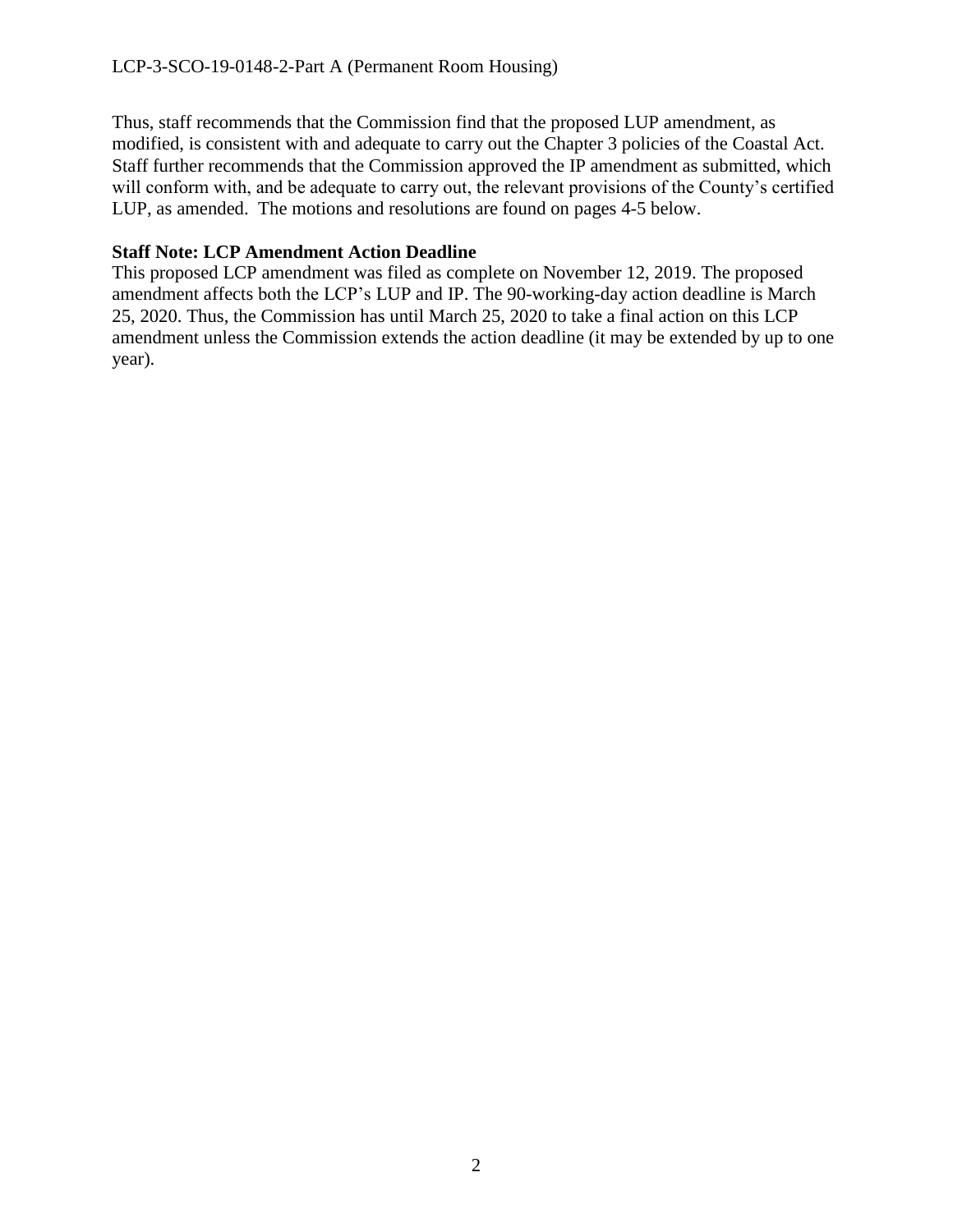Thus, staff recommends that the Commission find that the proposed LUP amendment, as modified, is consistent with and adequate to carry out the Chapter 3 policies of the Coastal Act. Staff further recommends that the Commission approved the IP amendment as submitted, which will conform with, and be adequate to carry out, the relevant provisions of the County's certified LUP, as amended. The motions and resolutions are found on pages 4-5 below.

**Staff Note: LCP Amendment Action Deadline**
This proposed LCP amendment was filed as complete on November 12, 2019. The proposed amendment affects both the LCP's LUP and IP. The 90-working-day action deadline is March 25, 2020. Thus, the Commission has until March 25, 2020 to take a final action on this LCP amendment unless the Commission extends the action deadline (it may be extended by up to one year).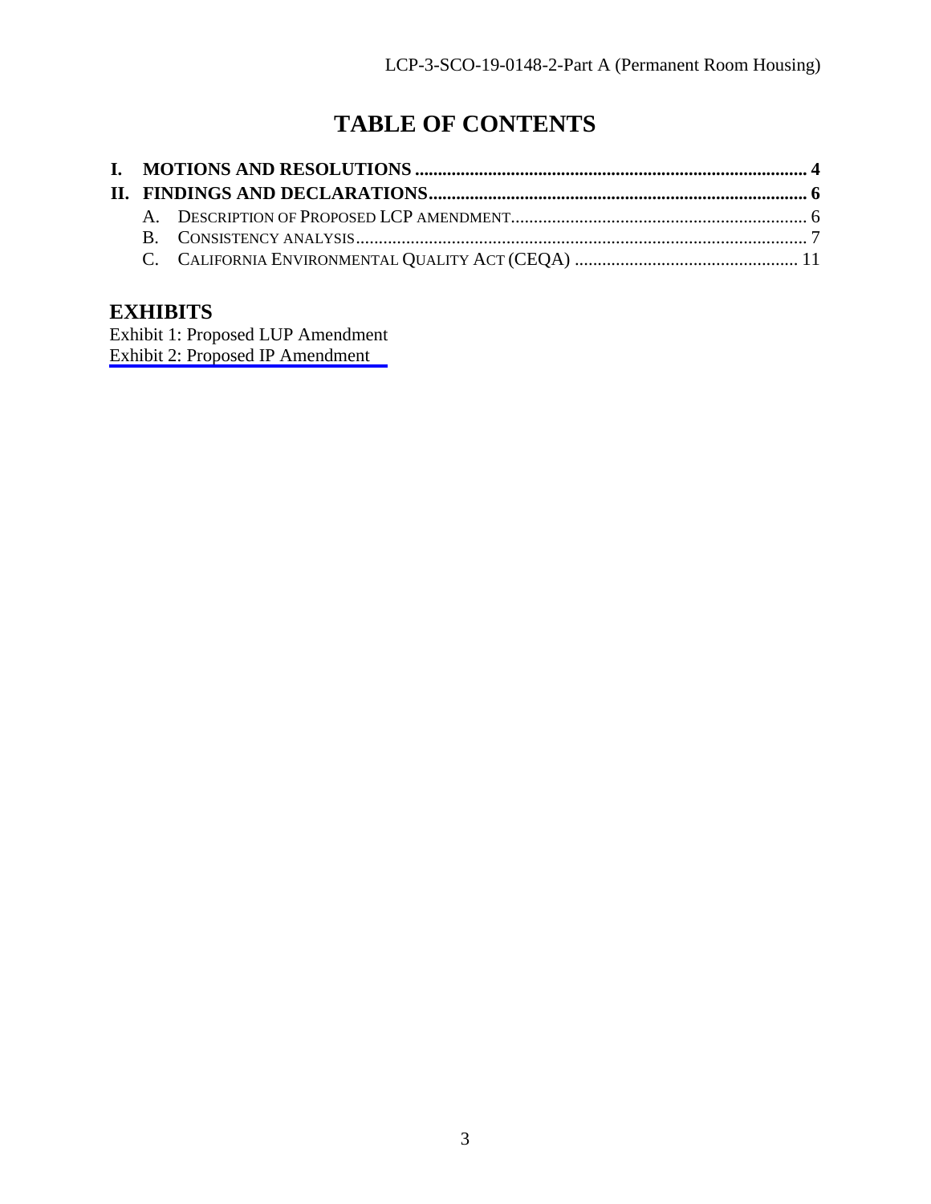# TABLE OF CONTENTS

**I. MOTIONS AND RESOLUTIONS .................................................................................... 4**

**II. FINDINGS AND DECLARATIONS................................................................................. 6**

A. DESCRIPTION OF PROPOSED LCP AMENDMENT................................................................ 6

B. CONSISTENCY ANALYSIS.................................................................................................. 7

C. CALIFORNIA ENVIRONMENTAL QUALITY ACT (CEQA) ................................................ 11

## EXHIBITS

Exhibit 1: Proposed LUP Amendment

Exhibit 2: Proposed IP Amendment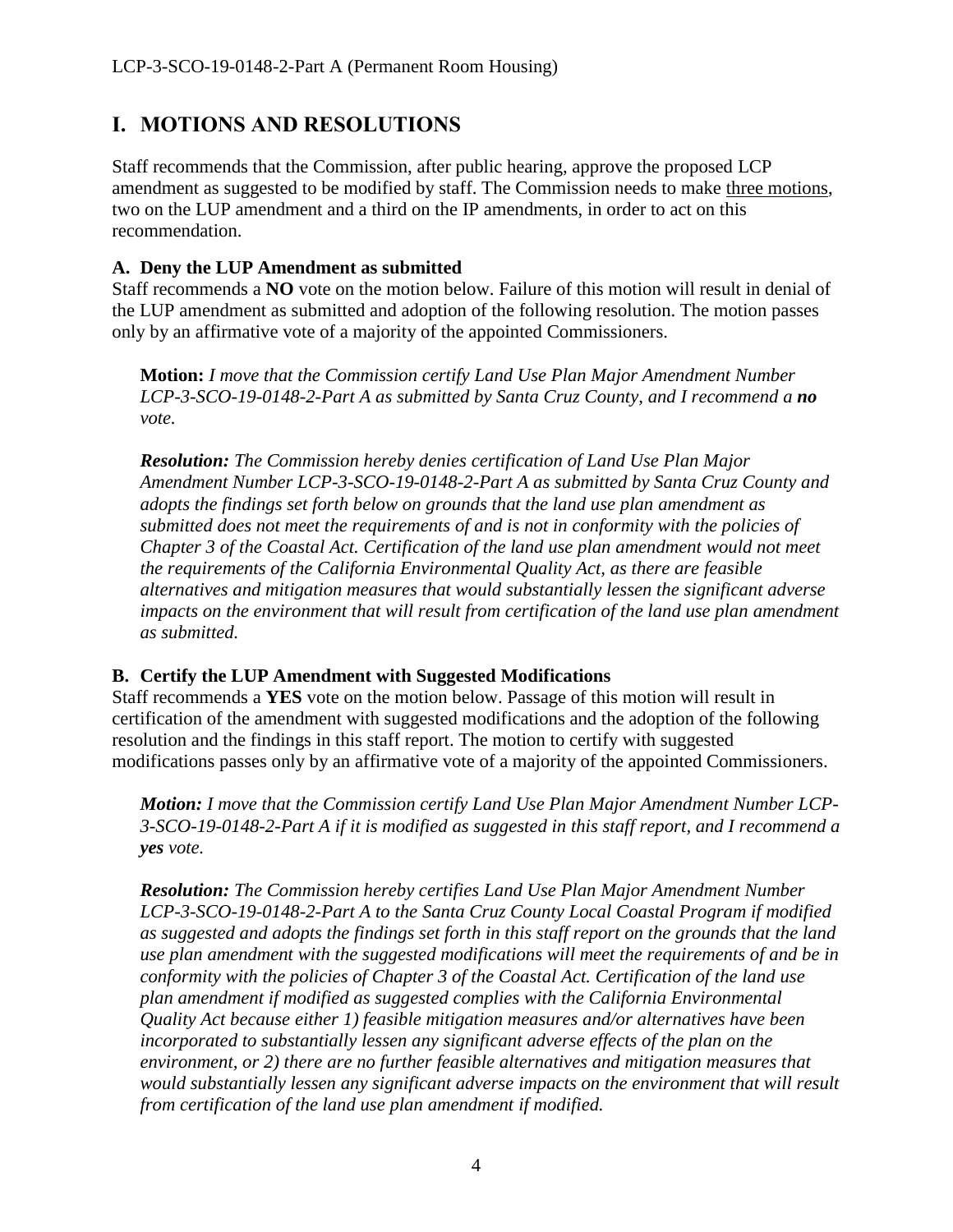# I. MOTIONS AND RESOLUTIONS

Staff recommends that the Commission, after public hearing, approve the proposed LCP amendment as suggested to be modified by staff. The Commission needs to make three motions, two on the LUP amendment and a third on the IP amendments, in order to act on this recommendation.

### A. Deny the LUP Amendment as submitted

Staff recommends a **NO** vote on the motion below. Failure of this motion will result in denial of the LUP amendment as submitted and adoption of the following resolution. The motion passes only by an affirmative vote of a majority of the appointed Commissioners.

> **Motion:** *I move that the Commission certify Land Use Plan Major Amendment Number LCP-3-SCO-19-0148-2-Part A as submitted by Santa Cruz County, and I recommend a* ***no*** *vote.*
>
> ***Resolution:*** *The Commission hereby denies certification of Land Use Plan Major Amendment Number LCP-3-SCO-19-0148-2-Part A as submitted by Santa Cruz County and adopts the findings set forth below on grounds that the land use plan amendment as submitted does not meet the requirements of and is not in conformity with the policies of Chapter 3 of the Coastal Act. Certification of the land use plan amendment would not meet the requirements of the California Environmental Quality Act, as there are feasible alternatives and mitigation measures that would substantially lessen the significant adverse impacts on the environment that will result from certification of the land use plan amendment as submitted.*

### B. Certify the LUP Amendment with Suggested Modifications

Staff recommends a **YES** vote on the motion below. Passage of this motion will result in certification of the amendment with suggested modifications and the adoption of the following resolution and the findings in this staff report. The motion to certify with suggested modifications passes only by an affirmative vote of a majority of the appointed Commissioners.

> ***Motion:*** *I move that the Commission certify Land Use Plan Major Amendment Number LCP-3-SCO-19-0148-2-Part A if it is modified as suggested in this staff report, and I recommend a* ***yes*** *vote.*
>
> ***Resolution:*** *The Commission hereby certifies Land Use Plan Major Amendment Number LCP-3-SCO-19-0148-2-Part A to the Santa Cruz County Local Coastal Program if modified as suggested and adopts the findings set forth in this staff report on the grounds that the land use plan amendment with the suggested modifications will meet the requirements of and be in conformity with the policies of Chapter 3 of the Coastal Act. Certification of the land use plan amendment if modified as suggested complies with the California Environmental Quality Act because either 1) feasible mitigation measures and/or alternatives have been incorporated to substantially lessen any significant adverse effects of the plan on the environment, or 2) there are no further feasible alternatives and mitigation measures that would substantially lessen any significant adverse impacts on the environment that will result from certification of the land use plan amendment if modified.*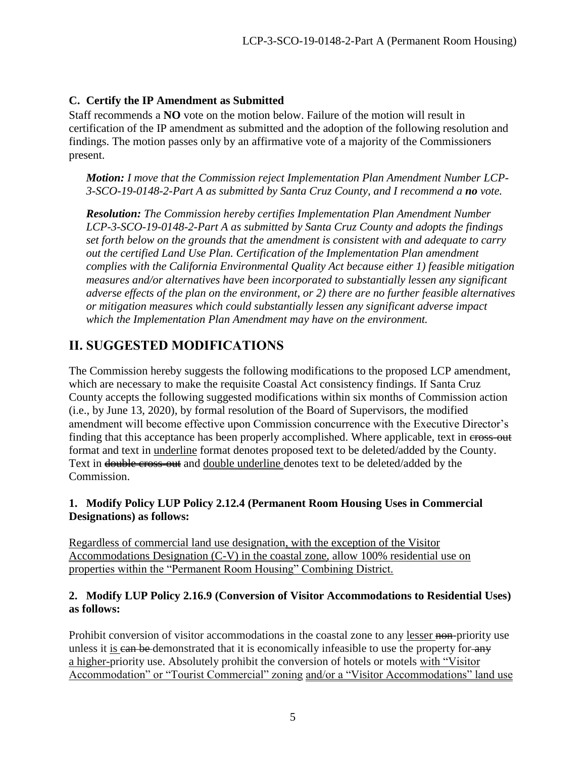### C. Certify the IP Amendment as Submitted

Staff recommends a **NO** vote on the motion below. Failure of the motion will result in certification of the IP amendment as submitted and the adoption of the following resolution and findings. The motion passes only by an affirmative vote of a majority of the Commissioners present.

> ***Motion:*** *I move that the Commission reject Implementation Plan Amendment Number LCP-3-SCO-19-0148-2-Part A as submitted by Santa Cruz County, and I recommend a **no** vote.*
>
> ***Resolution:*** *The Commission hereby certifies Implementation Plan Amendment Number LCP-3-SCO-19-0148-2-Part A as submitted by Santa Cruz County and adopts the findings set forth below on the grounds that the amendment is consistent with and adequate to carry out the certified Land Use Plan. Certification of the Implementation Plan amendment complies with the California Environmental Quality Act because either 1) feasible mitigation measures and/or alternatives have been incorporated to substantially lessen any significant adverse effects of the plan on the environment, or 2) there are no further feasible alternatives or mitigation measures which could substantially lessen any significant adverse impact which the Implementation Plan Amendment may have on the environment.*

## II. SUGGESTED MODIFICATIONS

The Commission hereby suggests the following modifications to the proposed LCP amendment, which are necessary to make the requisite Coastal Act consistency findings. If Santa Cruz County accepts the following suggested modifications within six months of Commission action (i.e., by June 13, 2020), by formal resolution of the Board of Supervisors, the modified amendment will become effective upon Commission concurrence with the Executive Director's finding that this acceptance has been properly accomplished. Where applicable, text in ~~cross-out~~ format and text in <u>underline</u> format denotes proposed text to be deleted/added by the County. Text in ~~double cross-out~~ and <u>double underline</u> denotes text to be deleted/added by the Commission.

### 1. Modify Policy LUP Policy 2.12.4 (Permanent Room Housing Uses in Commercial Designations) as follows:

<u>Regardless of commercial land use designation, with the exception of the Visitor Accommodations Designation (C-V) in the coastal zone, allow 100% residential use on properties within the "Permanent Room Housing" Combining District.</u>

### 2. Modify LUP Policy 2.16.9 (Conversion of Visitor Accommodations to Residential Uses) as follows:

Prohibit conversion of visitor accommodations in the coastal zone to any <u>lesser</u> ~~non~~-priority use unless it <u>is</u> ~~can be~~ demonstrated that it is economically infeasible to use the property for ~~any~~ <u>a higher-</u>priority use. Absolutely prohibit the conversion of hotels or motels <u>with "Visitor Accommodation" or "Tourist Commercial" zoning</u> <u>and/or a "Visitor Accommodations" land use</u>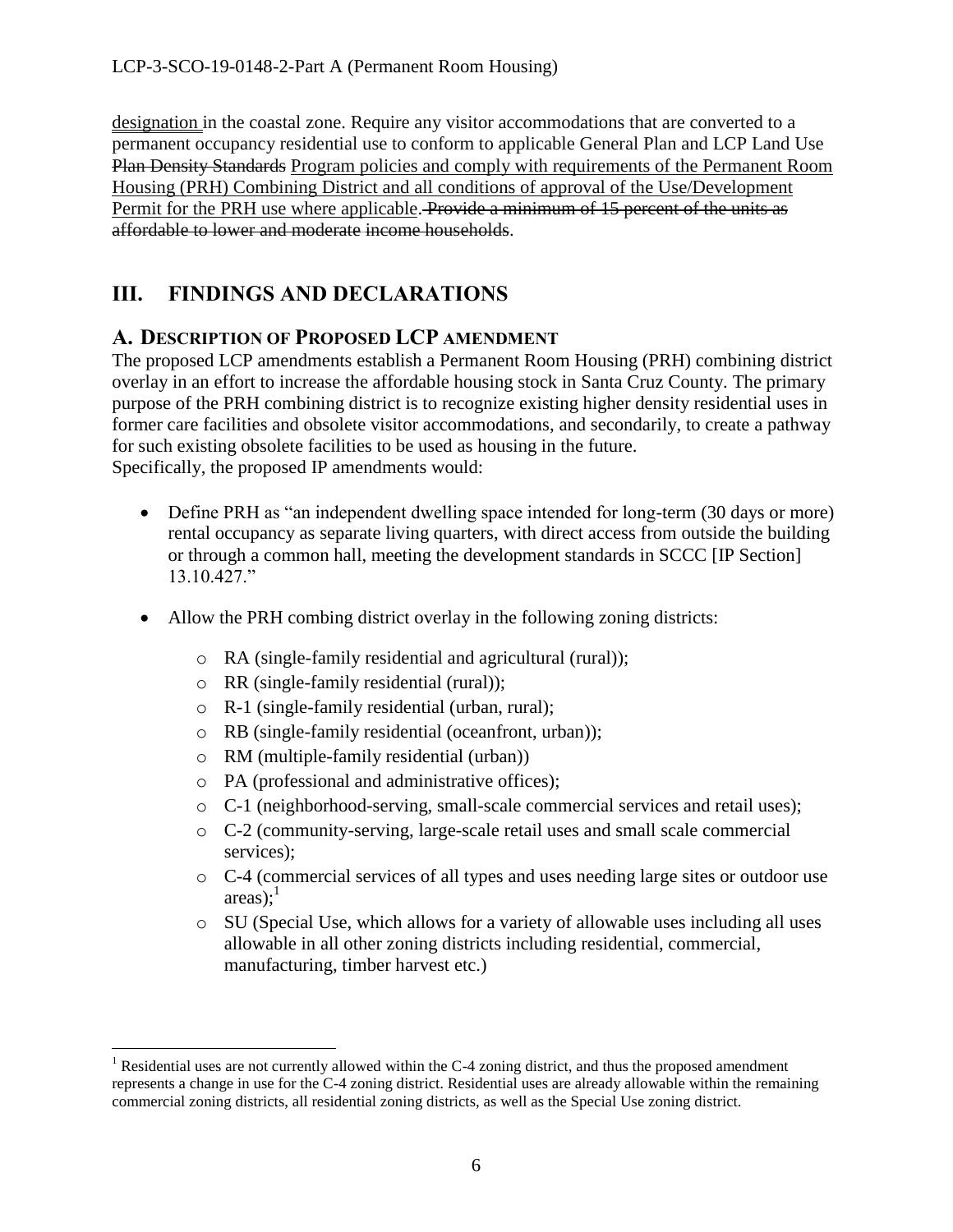designation in the coastal zone. Require any visitor accommodations that are converted to a permanent occupancy residential use to conform to applicable General Plan and LCP Land Use ~~Plan Density Standards~~ Program policies and comply with requirements of the Permanent Room Housing (PRH) Combining District and all conditions of approval of the Use/Development Permit for the PRH use where applicable. ~~Provide a minimum of 15 percent of the units as affordable to lower and moderate income households~~.

# III. FINDINGS AND DECLARATIONS

## A. DESCRIPTION OF PROPOSED LCP AMENDMENT

The proposed LCP amendments establish a Permanent Room Housing (PRH) combining district overlay in an effort to increase the affordable housing stock in Santa Cruz County. The primary purpose of the PRH combining district is to recognize existing higher density residential uses in former care facilities and obsolete visitor accommodations, and secondarily, to create a pathway for such existing obsolete facilities to be used as housing in the future.
Specifically, the proposed IP amendments would:

- Define PRH as "an independent dwelling space intended for long-term (30 days or more) rental occupancy as separate living quarters, with direct access from outside the building or through a common hall, meeting the development standards in SCCC [IP Section] 13.10.427."
- Allow the PRH combing district overlay in the following zoning districts:
  - RA (single-family residential and agricultural (rural));
  - RR (single-family residential (rural));
  - R-1 (single-family residential (urban, rural);
  - RB (single-family residential (oceanfront, urban));
  - RM (multiple-family residential (urban))
  - PA (professional and administrative offices);
  - C-1 (neighborhood-serving, small-scale commercial services and retail uses);
  - C-2 (community-serving, large-scale retail uses and small scale commercial services);
  - C-4 (commercial services of all types and uses needing large sites or outdoor use areas);[1]
  - SU (Special Use, which allows for a variety of allowable uses including all uses allowable in all other zoning districts including residential, commercial, manufacturing, timber harvest etc.)

[1] Residential uses are not currently allowed within the C-4 zoning district, and thus the proposed amendment represents a change in use for the C-4 zoning district. Residential uses are already allowable within the remaining commercial zoning districts, all residential zoning districts, as well as the Special Use zoning district.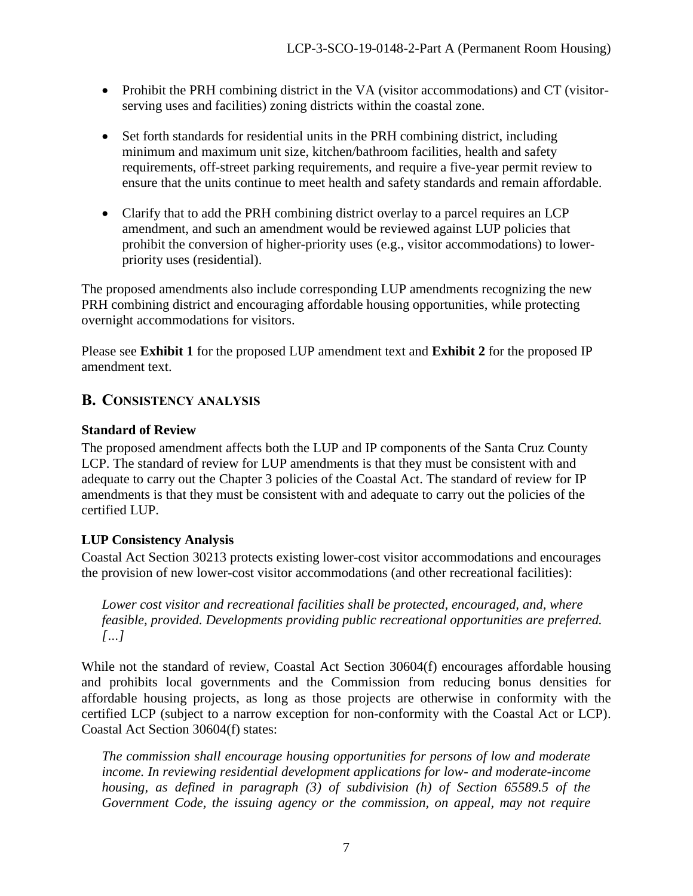- Prohibit the PRH combining district in the VA (visitor accommodations) and CT (visitor-serving uses and facilities) zoning districts within the coastal zone.
- Set forth standards for residential units in the PRH combining district, including minimum and maximum unit size, kitchen/bathroom facilities, health and safety requirements, off-street parking requirements, and require a five-year permit review to ensure that the units continue to meet health and safety standards and remain affordable.
- Clarify that to add the PRH combining district overlay to a parcel requires an LCP amendment, and such an amendment would be reviewed against LUP policies that prohibit the conversion of higher-priority uses (e.g., visitor accommodations) to lower-priority uses (residential).

The proposed amendments also include corresponding LUP amendments recognizing the new PRH combining district and encouraging affordable housing opportunities, while protecting overnight accommodations for visitors.

Please see **Exhibit 1** for the proposed LUP amendment text and **Exhibit 2** for the proposed IP amendment text.

## B. Consistency Analysis

### Standard of Review

The proposed amendment affects both the LUP and IP components of the Santa Cruz County LCP. The standard of review for LUP amendments is that they must be consistent with and adequate to carry out the Chapter 3 policies of the Coastal Act. The standard of review for IP amendments is that they must be consistent with and adequate to carry out the policies of the certified LUP.

### LUP Consistency Analysis

Coastal Act Section 30213 protects existing lower-cost visitor accommodations and encourages the provision of new lower-cost visitor accommodations (and other recreational facilities):

> *Lower cost visitor and recreational facilities shall be protected, encouraged, and, where feasible, provided. Developments providing public recreational opportunities are preferred. […]*

While not the standard of review, Coastal Act Section 30604(f) encourages affordable housing and prohibits local governments and the Commission from reducing bonus densities for affordable housing projects, as long as those projects are otherwise in conformity with the certified LCP (subject to a narrow exception for non-conformity with the Coastal Act or LCP). Coastal Act Section 30604(f) states:

> *The commission shall encourage housing opportunities for persons of low and moderate income. In reviewing residential development applications for low- and moderate-income housing, as defined in paragraph (3) of subdivision (h) of Section 65589.5 of the Government Code, the issuing agency or the commission, on appeal, may not require*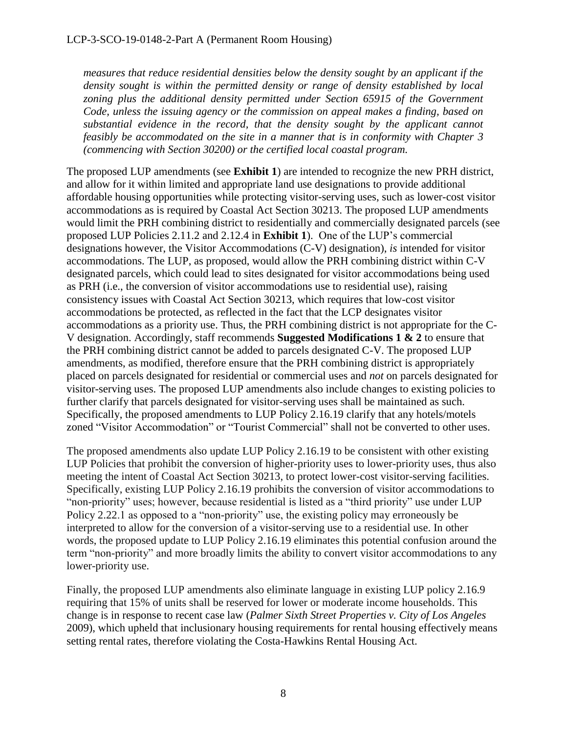*measures that reduce residential densities below the density sought by an applicant if the density sought is within the permitted density or range of density established by local zoning plus the additional density permitted under Section 65915 of the Government Code, unless the issuing agency or the commission on appeal makes a finding, based on substantial evidence in the record, that the density sought by the applicant cannot feasibly be accommodated on the site in a manner that is in conformity with Chapter 3 (commencing with Section 30200) or the certified local coastal program.*

The proposed LUP amendments (see **Exhibit 1**) are intended to recognize the new PRH district, and allow for it within limited and appropriate land use designations to provide additional affordable housing opportunities while protecting visitor-serving uses, such as lower-cost visitor accommodations as is required by Coastal Act Section 30213. The proposed LUP amendments would limit the PRH combining district to residentially and commercially designated parcels (see proposed LUP Policies 2.11.2 and 2.12.4 in **Exhibit 1**). One of the LUP's commercial designations however, the Visitor Accommodations (C-V) designation), *is* intended for visitor accommodations. The LUP, as proposed, would allow the PRH combining district within C-V designated parcels, which could lead to sites designated for visitor accommodations being used as PRH (i.e., the conversion of visitor accommodations use to residential use), raising consistency issues with Coastal Act Section 30213, which requires that low-cost visitor accommodations be protected, as reflected in the fact that the LCP designates visitor accommodations as a priority use. Thus, the PRH combining district is not appropriate for the C-V designation. Accordingly, staff recommends **Suggested Modifications 1 & 2** to ensure that the PRH combining district cannot be added to parcels designated C-V. The proposed LUP amendments, as modified, therefore ensure that the PRH combining district is appropriately placed on parcels designated for residential or commercial uses and *not* on parcels designated for visitor-serving uses. The proposed LUP amendments also include changes to existing policies to further clarify that parcels designated for visitor-serving uses shall be maintained as such. Specifically, the proposed amendments to LUP Policy 2.16.19 clarify that any hotels/motels zoned "Visitor Accommodation" or "Tourist Commercial" shall not be converted to other uses.

The proposed amendments also update LUP Policy 2.16.19 to be consistent with other existing LUP Policies that prohibit the conversion of higher-priority uses to lower-priority uses, thus also meeting the intent of Coastal Act Section 30213, to protect lower-cost visitor-serving facilities. Specifically, existing LUP Policy 2.16.19 prohibits the conversion of visitor accommodations to "non-priority" uses; however, because residential is listed as a "third priority" use under LUP Policy 2.22.1 as opposed to a "non-priority" use, the existing policy may erroneously be interpreted to allow for the conversion of a visitor-serving use to a residential use. In other words, the proposed update to LUP Policy 2.16.19 eliminates this potential confusion around the term "non-priority" and more broadly limits the ability to convert visitor accommodations to any lower-priority use.

Finally, the proposed LUP amendments also eliminate language in existing LUP policy 2.16.9 requiring that 15% of units shall be reserved for lower or moderate income households. This change is in response to recent case law (*Palmer Sixth Street Properties v. City of Los Angeles* 2009), which upheld that inclusionary housing requirements for rental housing effectively means setting rental rates, therefore violating the Costa-Hawkins Rental Housing Act.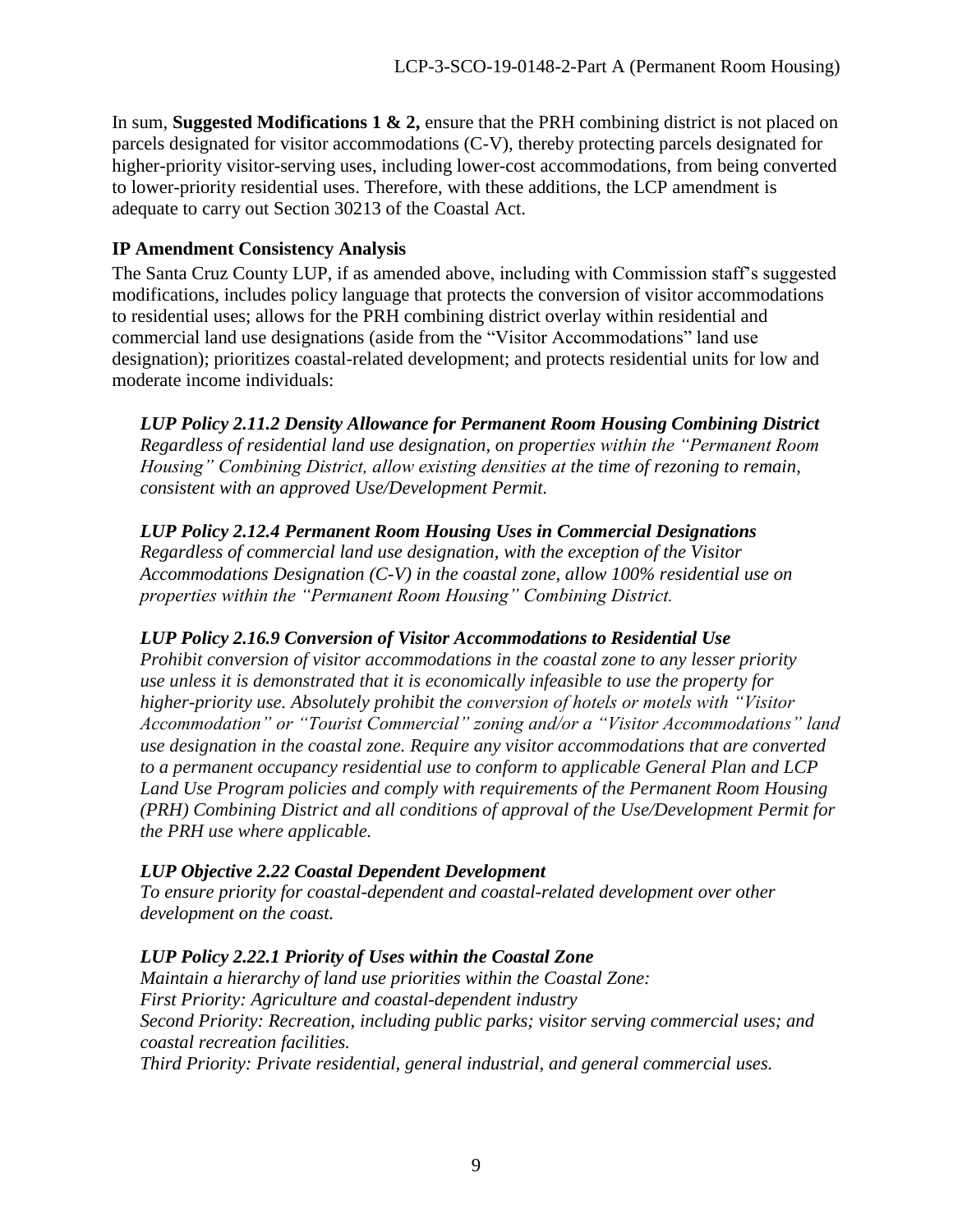In sum, **Suggested Modifications 1 & 2,** ensure that the PRH combining district is not placed on parcels designated for visitor accommodations (C-V), thereby protecting parcels designated for higher-priority visitor-serving uses, including lower-cost accommodations, from being converted to lower-priority residential uses. Therefore, with these additions, the LCP amendment is adequate to carry out Section 30213 of the Coastal Act.

**IP Amendment Consistency Analysis**

The Santa Cruz County LUP, if as amended above, including with Commission staff's suggested modifications, includes policy language that protects the conversion of visitor accommodations to residential uses; allows for the PRH combining district overlay within residential and commercial land use designations (aside from the "Visitor Accommodations" land use designation); prioritizes coastal-related development; and protects residential units for low and moderate income individuals:

> ***LUP Policy 2.11.2 Density Allowance for Permanent Room Housing Combining District***
> *Regardless of residential land use designation, on properties within the "Permanent Room Housing" Combining District, allow existing densities at the time of rezoning to remain, consistent with an approved Use/Development Permit.*
>
> ***LUP Policy 2.12.4 Permanent Room Housing Uses in Commercial Designations***
> *Regardless of commercial land use designation, with the exception of the Visitor Accommodations Designation (C-V) in the coastal zone, allow 100% residential use on properties within the "Permanent Room Housing" Combining District.*
>
> ***LUP Policy 2.16.9 Conversion of Visitor Accommodations to Residential Use***
> *Prohibit conversion of visitor accommodations in the coastal zone to any lesser priority use unless it is demonstrated that it is economically infeasible to use the property for higher-priority use. Absolutely prohibit the conversion of hotels or motels with "Visitor Accommodation" or "Tourist Commercial" zoning and/or a "Visitor Accommodations" land use designation in the coastal zone. Require any visitor accommodations that are converted to a permanent occupancy residential use to conform to applicable General Plan and LCP Land Use Program policies and comply with requirements of the Permanent Room Housing (PRH) Combining District and all conditions of approval of the Use/Development Permit for the PRH use where applicable.*
>
> ***LUP Objective 2.22 Coastal Dependent Development***
> *To ensure priority for coastal-dependent and coastal-related development over other development on the coast.*
>
> ***LUP Policy 2.22.1 Priority of Uses within the Coastal Zone***
> *Maintain a hierarchy of land use priorities within the Coastal Zone:*
> *First Priority: Agriculture and coastal-dependent industry*
> *Second Priority: Recreation, including public parks; visitor serving commercial uses; and coastal recreation facilities.*
> *Third Priority: Private residential, general industrial, and general commercial uses.*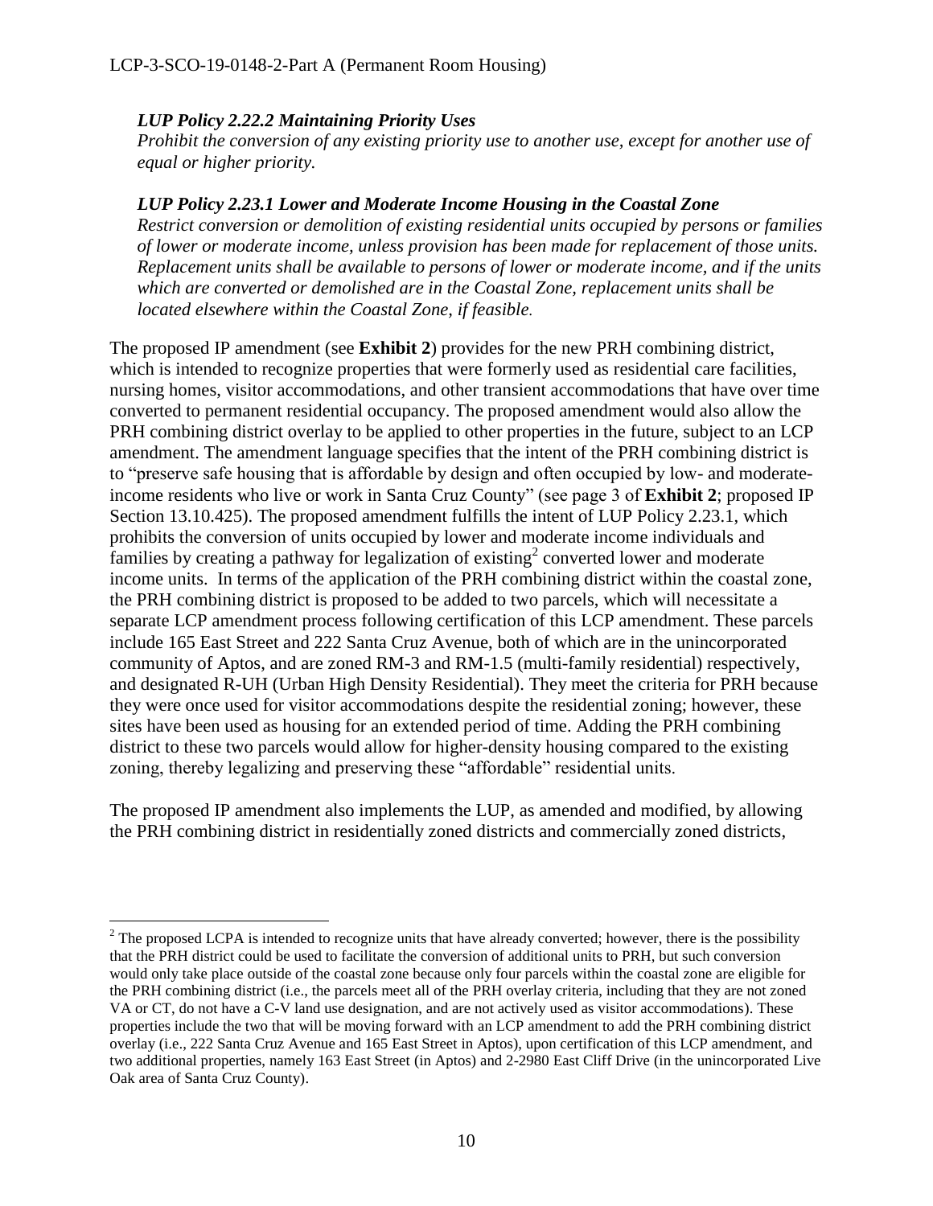***LUP Policy 2.22.2 Maintaining Priority Uses***
*Prohibit the conversion of any existing priority use to another use, except for another use of equal or higher priority.*

***LUP Policy 2.23.1 Lower and Moderate Income Housing in the Coastal Zone***
*Restrict conversion or demolition of existing residential units occupied by persons or families of lower or moderate income, unless provision has been made for replacement of those units. Replacement units shall be available to persons of lower or moderate income, and if the units which are converted or demolished are in the Coastal Zone, replacement units shall be located elsewhere within the Coastal Zone, if feasible.*

The proposed IP amendment (see **Exhibit 2**) provides for the new PRH combining district, which is intended to recognize properties that were formerly used as residential care facilities, nursing homes, visitor accommodations, and other transient accommodations that have over time converted to permanent residential occupancy. The proposed amendment would also allow the PRH combining district overlay to be applied to other properties in the future, subject to an LCP amendment. The amendment language specifies that the intent of the PRH combining district is to "preserve safe housing that is affordable by design and often occupied by low- and moderate-income residents who live or work in Santa Cruz County" (see page 3 of **Exhibit 2**; proposed IP Section 13.10.425). The proposed amendment fulfills the intent of LUP Policy 2.23.1, which prohibits the conversion of units occupied by lower and moderate income individuals and families by creating a pathway for legalization of existing[2] converted lower and moderate income units. In terms of the application of the PRH combining district within the coastal zone, the PRH combining district is proposed to be added to two parcels, which will necessitate a separate LCP amendment process following certification of this LCP amendment. These parcels include 165 East Street and 222 Santa Cruz Avenue, both of which are in the unincorporated community of Aptos, and are zoned RM-3 and RM-1.5 (multi-family residential) respectively, and designated R-UH (Urban High Density Residential). They meet the criteria for PRH because they were once used for visitor accommodations despite the residential zoning; however, these sites have been used as housing for an extended period of time. Adding the PRH combining district to these two parcels would allow for higher-density housing compared to the existing zoning, thereby legalizing and preserving these "affordable" residential units.

The proposed IP amendment also implements the LUP, as amended and modified, by allowing the PRH combining district in residentially zoned districts and commercially zoned districts,

---

[2] The proposed LCPA is intended to recognize units that have already converted; however, there is the possibility that the PRH district could be used to facilitate the conversion of additional units to PRH, but such conversion would only take place outside of the coastal zone because only four parcels within the coastal zone are eligible for the PRH combining district (i.e., the parcels meet all of the PRH overlay criteria, including that they are not zoned VA or CT, do not have a C-V land use designation, and are not actively used as visitor accommodations). These properties include the two that will be moving forward with an LCP amendment to add the PRH combining district overlay (i.e., 222 Santa Cruz Avenue and 165 East Street in Aptos), upon certification of this LCP amendment, and two additional properties, namely 163 East Street (in Aptos) and 2-2980 East Cliff Drive (in the unincorporated Live Oak area of Santa Cruz County).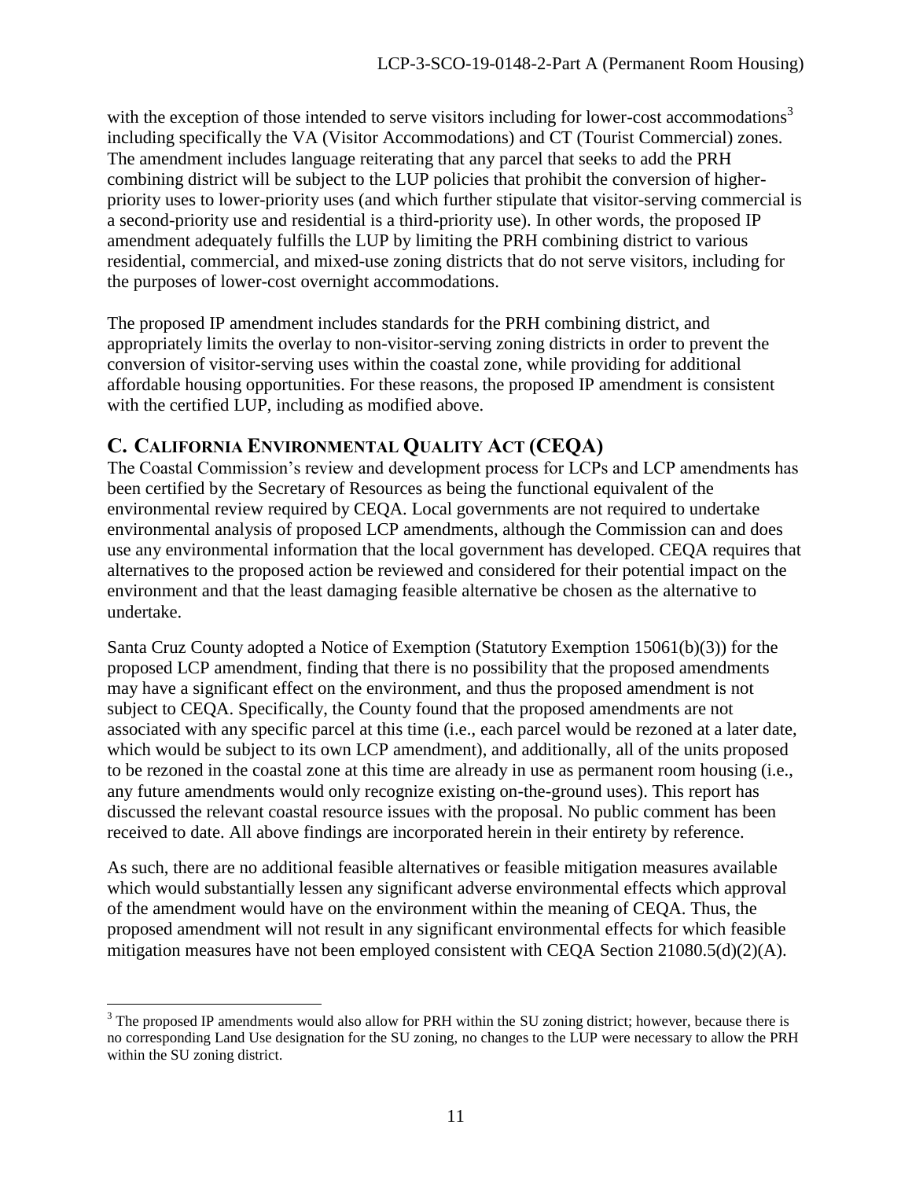with the exception of those intended to serve visitors including for lower-cost accommodations[3] including specifically the VA (Visitor Accommodations) and CT (Tourist Commercial) zones. The amendment includes language reiterating that any parcel that seeks to add the PRH combining district will be subject to the LUP policies that prohibit the conversion of higher-priority uses to lower-priority uses (and which further stipulate that visitor-serving commercial is a second-priority use and residential is a third-priority use). In other words, the proposed IP amendment adequately fulfills the LUP by limiting the PRH combining district to various residential, commercial, and mixed-use zoning districts that do not serve visitors, including for the purposes of lower-cost overnight accommodations.

The proposed IP amendment includes standards for the PRH combining district, and appropriately limits the overlay to non-visitor-serving zoning districts in order to prevent the conversion of visitor-serving uses within the coastal zone, while providing for additional affordable housing opportunities. For these reasons, the proposed IP amendment is consistent with the certified LUP, including as modified above.

## C. California Environmental Quality Act (CEQA)

The Coastal Commission's review and development process for LCPs and LCP amendments has been certified by the Secretary of Resources as being the functional equivalent of the environmental review required by CEQA. Local governments are not required to undertake environmental analysis of proposed LCP amendments, although the Commission can and does use any environmental information that the local government has developed. CEQA requires that alternatives to the proposed action be reviewed and considered for their potential impact on the environment and that the least damaging feasible alternative be chosen as the alternative to undertake.

Santa Cruz County adopted a Notice of Exemption (Statutory Exemption 15061(b)(3)) for the proposed LCP amendment, finding that there is no possibility that the proposed amendments may have a significant effect on the environment, and thus the proposed amendment is not subject to CEQA. Specifically, the County found that the proposed amendments are not associated with any specific parcel at this time (i.e., each parcel would be rezoned at a later date, which would be subject to its own LCP amendment), and additionally, all of the units proposed to be rezoned in the coastal zone at this time are already in use as permanent room housing (i.e., any future amendments would only recognize existing on-the-ground uses). This report has discussed the relevant coastal resource issues with the proposal. No public comment has been received to date. All above findings are incorporated herein in their entirety by reference.

As such, there are no additional feasible alternatives or feasible mitigation measures available which would substantially lessen any significant adverse environmental effects which approval of the amendment would have on the environment within the meaning of CEQA. Thus, the proposed amendment will not result in any significant environmental effects for which feasible mitigation measures have not been employed consistent with CEQA Section 21080.5(d)(2)(A).

---

[3] The proposed IP amendments would also allow for PRH within the SU zoning district; however, because there is no corresponding Land Use designation for the SU zoning, no changes to the LUP were necessary to allow the PRH within the SU zoning district.